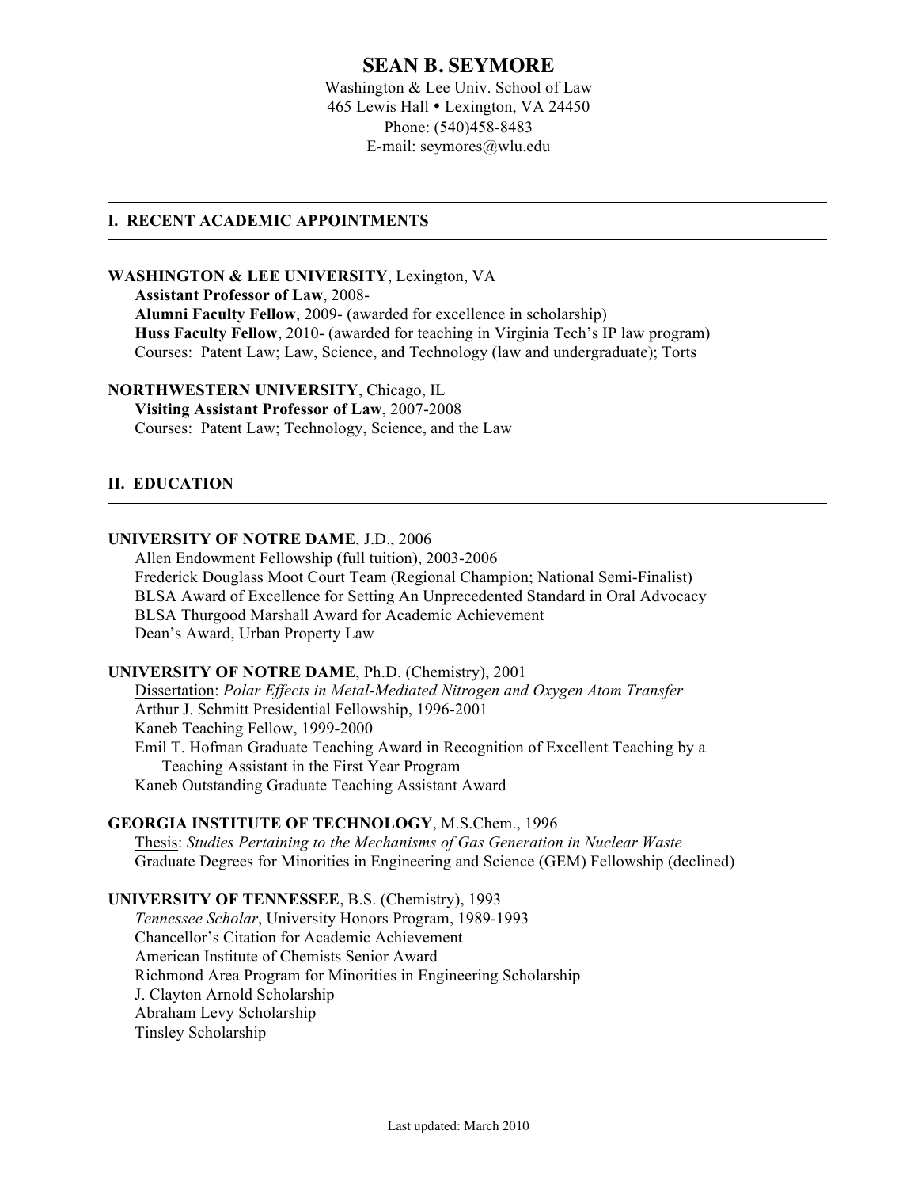# SEAN B. SEYMORE

Washington & Lee Univ. School of Law
465 Lewis Hall • Lexington, VA 24450
Phone: (540)458-8483
E-mail: seymores@wlu.edu

## I. RECENT ACADEMIC APPOINTMENTS

**WASHINGTON & LEE UNIVERSITY**, Lexington, VA

**Assistant Professor of Law**, 2008-
**Alumni Faculty Fellow**, 2009- (awarded for excellence in scholarship)
**Huss Faculty Fellow**, 2010- (awarded for teaching in Virginia Tech's IP law program)
Courses: Patent Law; Law, Science, and Technology (law and undergraduate); Torts

**NORTHWESTERN UNIVERSITY**, Chicago, IL

**Visiting Assistant Professor of Law**, 2007-2008
Courses: Patent Law; Technology, Science, and the Law

## II. EDUCATION

**UNIVERSITY OF NOTRE DAME**, J.D., 2006

Allen Endowment Fellowship (full tuition), 2003-2006
Frederick Douglass Moot Court Team (Regional Champion; National Semi-Finalist)
BLSA Award of Excellence for Setting An Unprecedented Standard in Oral Advocacy
BLSA Thurgood Marshall Award for Academic Achievement
Dean's Award, Urban Property Law

**UNIVERSITY OF NOTRE DAME**, Ph.D. (Chemistry), 2001

Dissertation: *Polar Effects in Metal-Mediated Nitrogen and Oxygen Atom Transfer*
Arthur J. Schmitt Presidential Fellowship, 1996-2001
Kaneb Teaching Fellow, 1999-2000
Emil T. Hofman Graduate Teaching Award in Recognition of Excellent Teaching by a Teaching Assistant in the First Year Program
Kaneb Outstanding Graduate Teaching Assistant Award

**GEORGIA INSTITUTE OF TECHNOLOGY**, M.S.Chem., 1996

Thesis: *Studies Pertaining to the Mechanisms of Gas Generation in Nuclear Waste*
Graduate Degrees for Minorities in Engineering and Science (GEM) Fellowship (declined)

**UNIVERSITY OF TENNESSEE**, B.S. (Chemistry), 1993

*Tennessee Scholar*, University Honors Program, 1989-1993
Chancellor's Citation for Academic Achievement
American Institute of Chemists Senior Award
Richmond Area Program for Minorities in Engineering Scholarship
J. Clayton Arnold Scholarship
Abraham Levy Scholarship
Tinsley Scholarship

Last updated: March 2010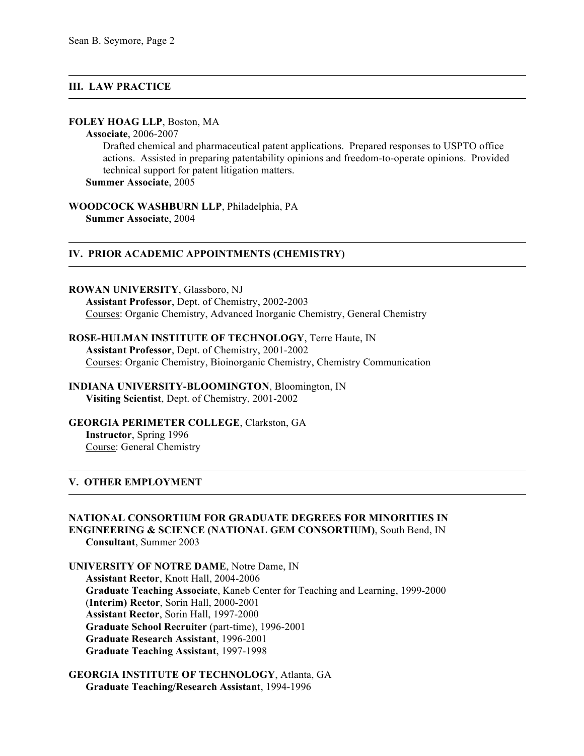## III. LAW PRACTICE

**FOLEY HOAG LLP**, Boston, MA

**Associate**, 2006-2007

Drafted chemical and pharmaceutical patent applications. Prepared responses to USPTO office actions. Assisted in preparing patentability opinions and freedom-to-operate opinions. Provided technical support for patent litigation matters.

**Summer Associate**, 2005

**WOODCOCK WASHBURN LLP**, Philadelphia, PA

**Summer Associate**, 2004

## IV. PRIOR ACADEMIC APPOINTMENTS (CHEMISTRY)

**ROWAN UNIVERSITY**, Glassboro, NJ

**Assistant Professor**, Dept. of Chemistry, 2002-2003

Courses: Organic Chemistry, Advanced Inorganic Chemistry, General Chemistry

**ROSE-HULMAN INSTITUTE OF TECHNOLOGY**, Terre Haute, IN

**Assistant Professor**, Dept. of Chemistry, 2001-2002

Courses: Organic Chemistry, Bioinorganic Chemistry, Chemistry Communication

**INDIANA UNIVERSITY-BLOOMINGTON**, Bloomington, IN

**Visiting Scientist**, Dept. of Chemistry, 2001-2002

**GEORGIA PERIMETER COLLEGE**, Clarkston, GA

**Instructor**, Spring 1996

Course: General Chemistry

## V. OTHER EMPLOYMENT

**NATIONAL CONSORTIUM FOR GRADUATE DEGREES FOR MINORITIES IN ENGINEERING & SCIENCE (NATIONAL GEM CONSORTIUM)**, South Bend, IN

**Consultant**, Summer 2003

**UNIVERSITY OF NOTRE DAME**, Notre Dame, IN

**Assistant Rector**, Knott Hall, 2004-2006

**Graduate Teaching Associate**, Kaneb Center for Teaching and Learning, 1999-2000

(**Interim) Rector**, Sorin Hall, 2000-2001

**Assistant Rector**, Sorin Hall, 1997-2000

**Graduate School Recruiter** (part-time), 1996-2001

**Graduate Research Assistant**, 1996-2001

**Graduate Teaching Assistant**, 1997-1998

**GEORGIA INSTITUTE OF TECHNOLOGY**, Atlanta, GA

**Graduate Teaching/Research Assistant**, 1994-1996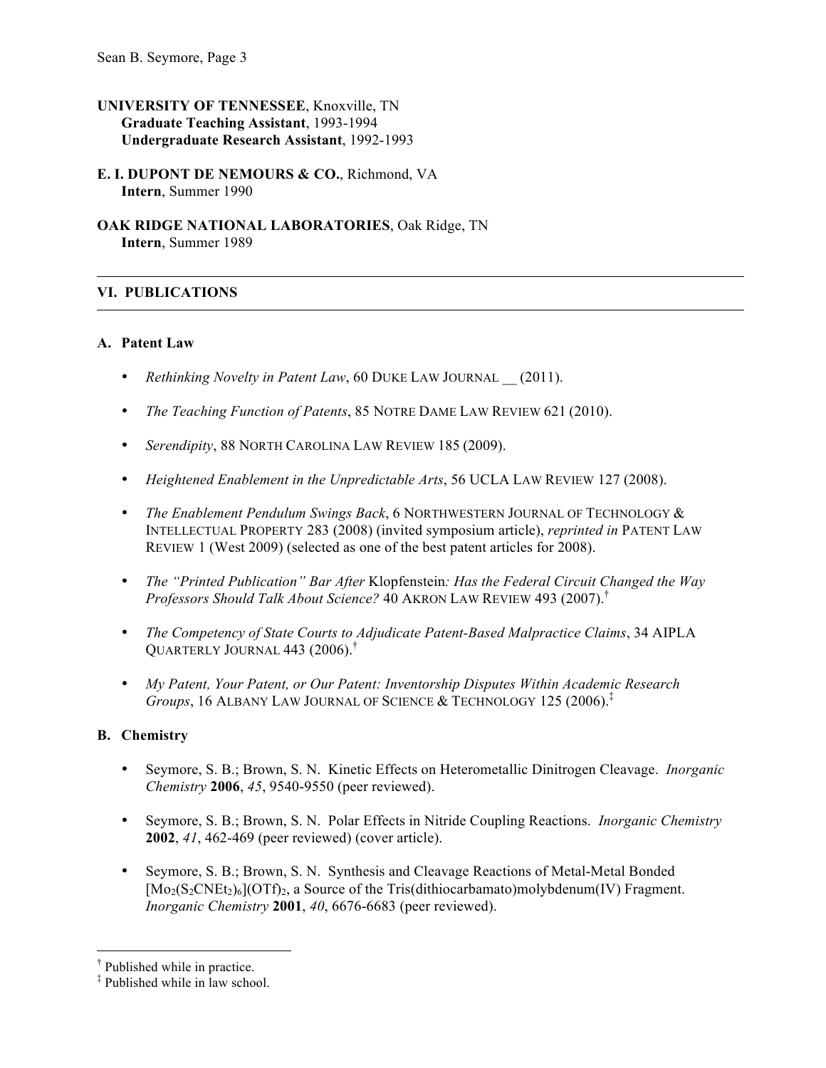**UNIVERSITY OF TENNESSEE**, Knoxville, TN
**Graduate Teaching Assistant**, 1993-1994
**Undergraduate Research Assistant**, 1992-1993

**E. I. DUPONT DE NEMOURS & CO.**, Richmond, VA
**Intern**, Summer 1990

**OAK RIDGE NATIONAL LABORATORIES**, Oak Ridge, TN
**Intern**, Summer 1989

## VI. PUBLICATIONS

### A. Patent Law

- *Rethinking Novelty in Patent Law*, 60 DUKE LAW JOURNAL __ (2011).
- *The Teaching Function of Patents*, 85 NOTRE DAME LAW REVIEW 621 (2010).
- *Serendipity*, 88 NORTH CAROLINA LAW REVIEW 185 (2009).
- *Heightened Enablement in the Unpredictable Arts*, 56 UCLA LAW REVIEW 127 (2008).
- *The Enablement Pendulum Swings Back*, 6 NORTHWESTERN JOURNAL OF TECHNOLOGY & INTELLECTUAL PROPERTY 283 (2008) (invited symposium article), *reprinted in* PATENT LAW REVIEW 1 (West 2009) (selected as one of the best patent articles for 2008).
- *The "Printed Publication" Bar After* Klopfenstein*: Has the Federal Circuit Changed the Way Professors Should Talk About Science?* 40 AKRON LAW REVIEW 493 (2007).[†]
- *The Competency of State Courts to Adjudicate Patent-Based Malpractice Claims*, 34 AIPLA QUARTERLY JOURNAL 443 (2006).[†]
- *My Patent, Your Patent, or Our Patent: Inventorship Disputes Within Academic Research Groups*, 16 ALBANY LAW JOURNAL OF SCIENCE & TECHNOLOGY 125 (2006).[‡]

### B. Chemistry

- Seymore, S. B.; Brown, S. N. Kinetic Effects on Heterometallic Dinitrogen Cleavage. *Inorganic Chemistry* **2006**, *45*, 9540-9550 (peer reviewed).
- Seymore, S. B.; Brown, S. N. Polar Effects in Nitride Coupling Reactions. *Inorganic Chemistry* **2002**, *41*, 462-469 (peer reviewed) (cover article).
- Seymore, S. B.; Brown, S. N. Synthesis and Cleavage Reactions of Metal-Metal Bonded $[Mo_2(S_2CNEt_2)_6](OTf)_2$, a Source of the Tris(dithiocarbamato)molybdenum(IV) Fragment. *Inorganic Chemistry* **2001**, *40*, 6676-6683 (peer reviewed).

---

[†] Published while in practice.
[‡] Published while in law school.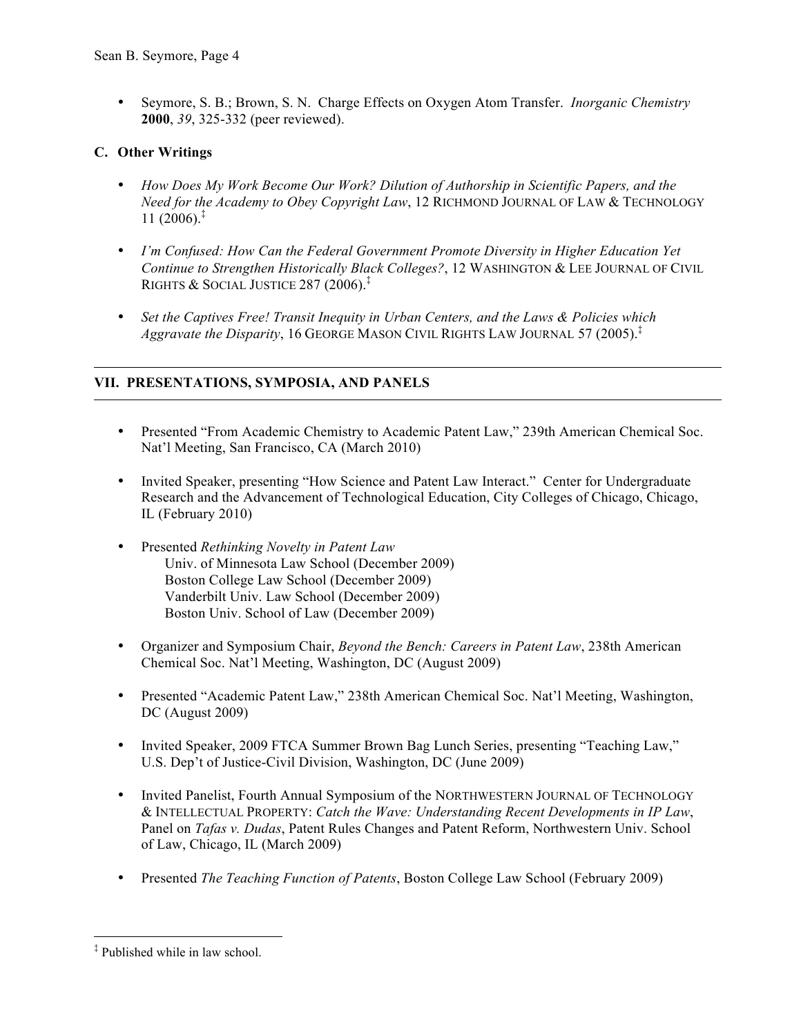- Seymore, S. B.; Brown, S. N. Charge Effects on Oxygen Atom Transfer. *Inorganic Chemistry* **2000**, *39*, 325-332 (peer reviewed).

### C. Other Writings

- *How Does My Work Become Our Work? Dilution of Authorship in Scientific Papers, and the Need for the Academy to Obey Copyright Law*, 12 RICHMOND JOURNAL OF LAW & TECHNOLOGY 11 (2006).‡

- *I'm Confused: How Can the Federal Government Promote Diversity in Higher Education Yet Continue to Strengthen Historically Black Colleges?*, 12 WASHINGTON & LEE JOURNAL OF CIVIL RIGHTS & SOCIAL JUSTICE 287 (2006).‡

- *Set the Captives Free! Transit Inequity in Urban Centers, and the Laws & Policies which Aggravate the Disparity*, 16 GEORGE MASON CIVIL RIGHTS LAW JOURNAL 57 (2005).‡

## VII. PRESENTATIONS, SYMPOSIA, AND PANELS

- Presented "From Academic Chemistry to Academic Patent Law," 239th American Chemical Soc. Nat'l Meeting, San Francisco, CA (March 2010)

- Invited Speaker, presenting "How Science and Patent Law Interact." Center for Undergraduate Research and the Advancement of Technological Education, City Colleges of Chicago, Chicago, IL (February 2010)

- Presented *Rethinking Novelty in Patent Law*
  - Univ. of Minnesota Law School (December 2009)
  - Boston College Law School (December 2009)
  - Vanderbilt Univ. Law School (December 2009)
  - Boston Univ. School of Law (December 2009)

- Organizer and Symposium Chair, *Beyond the Bench: Careers in Patent Law*, 238th American Chemical Soc. Nat'l Meeting, Washington, DC (August 2009)

- Presented "Academic Patent Law," 238th American Chemical Soc. Nat'l Meeting, Washington, DC (August 2009)

- Invited Speaker, 2009 FTCA Summer Brown Bag Lunch Series, presenting "Teaching Law," U.S. Dep't of Justice-Civil Division, Washington, DC (June 2009)

- Invited Panelist, Fourth Annual Symposium of the NORTHWESTERN JOURNAL OF TECHNOLOGY & INTELLECTUAL PROPERTY: *Catch the Wave: Understanding Recent Developments in IP Law*, Panel on *Tafas v. Dudas*, Patent Rules Changes and Patent Reform, Northwestern Univ. School of Law, Chicago, IL (March 2009)

- Presented *The Teaching Function of Patents*, Boston College Law School (February 2009)

‡ Published while in law school.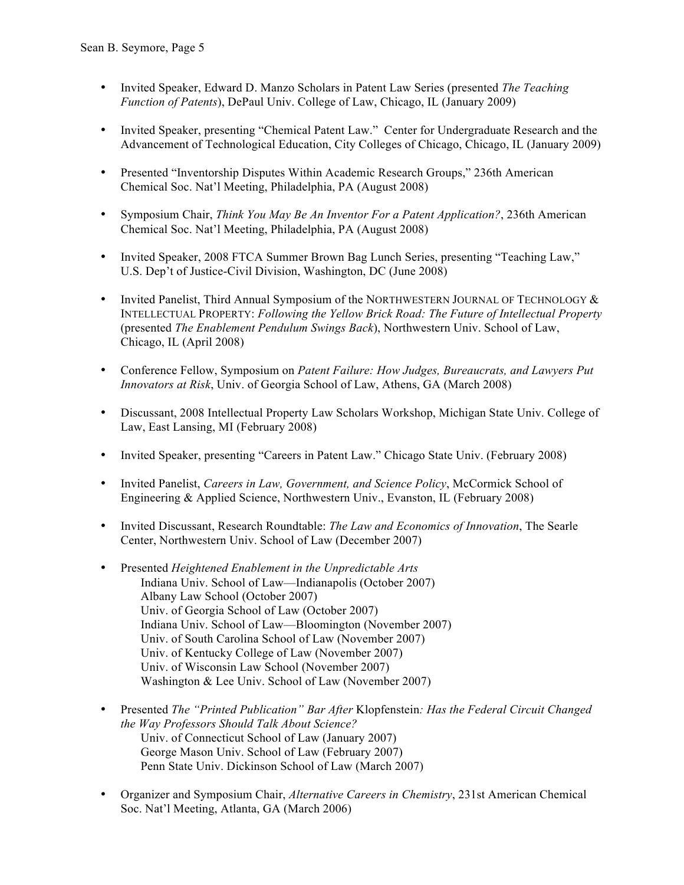- Invited Speaker, Edward D. Manzo Scholars in Patent Law Series (presented *The Teaching Function of Patents*), DePaul Univ. College of Law, Chicago, IL (January 2009)

- Invited Speaker, presenting "Chemical Patent Law." Center for Undergraduate Research and the Advancement of Technological Education, City Colleges of Chicago, Chicago, IL (January 2009)

- Presented "Inventorship Disputes Within Academic Research Groups," 236th American Chemical Soc. Nat'l Meeting, Philadelphia, PA (August 2008)

- Symposium Chair, *Think You May Be An Inventor For a Patent Application?*, 236th American Chemical Soc. Nat'l Meeting, Philadelphia, PA (August 2008)

- Invited Speaker, 2008 FTCA Summer Brown Bag Lunch Series, presenting "Teaching Law," U.S. Dep't of Justice-Civil Division, Washington, DC (June 2008)

- Invited Panelist, Third Annual Symposium of the NORTHWESTERN JOURNAL OF TECHNOLOGY & INTELLECTUAL PROPERTY: *Following the Yellow Brick Road: The Future of Intellectual Property* (presented *The Enablement Pendulum Swings Back*), Northwestern Univ. School of Law, Chicago, IL (April 2008)

- Conference Fellow, Symposium on *Patent Failure: How Judges, Bureaucrats, and Lawyers Put Innovators at Risk*, Univ. of Georgia School of Law, Athens, GA (March 2008)

- Discussant, 2008 Intellectual Property Law Scholars Workshop, Michigan State Univ. College of Law, East Lansing, MI (February 2008)

- Invited Speaker, presenting "Careers in Patent Law." Chicago State Univ. (February 2008)

- Invited Panelist, *Careers in Law, Government, and Science Policy*, McCormick School of Engineering & Applied Science, Northwestern Univ., Evanston, IL (February 2008)

- Invited Discussant, Research Roundtable: *The Law and Economics of Innovation*, The Searle Center, Northwestern Univ. School of Law (December 2007)

- Presented *Heightened Enablement in the Unpredictable Arts*
  Indiana Univ. School of Law—Indianapolis (October 2007)
  Albany Law School (October 2007)
  Univ. of Georgia School of Law (October 2007)
  Indiana Univ. School of Law—Bloomington (November 2007)
  Univ. of South Carolina School of Law (November 2007)
  Univ. of Kentucky College of Law (November 2007)
  Univ. of Wisconsin Law School (November 2007)
  Washington & Lee Univ. School of Law (November 2007)

- Presented *The "Printed Publication" Bar After* Klopfenstein*: Has the Federal Circuit Changed the Way Professors Should Talk About Science?*
  Univ. of Connecticut School of Law (January 2007)
  George Mason Univ. School of Law (February 2007)
  Penn State Univ. Dickinson School of Law (March 2007)

- Organizer and Symposium Chair, *Alternative Careers in Chemistry*, 231st American Chemical Soc. Nat'l Meeting, Atlanta, GA (March 2006)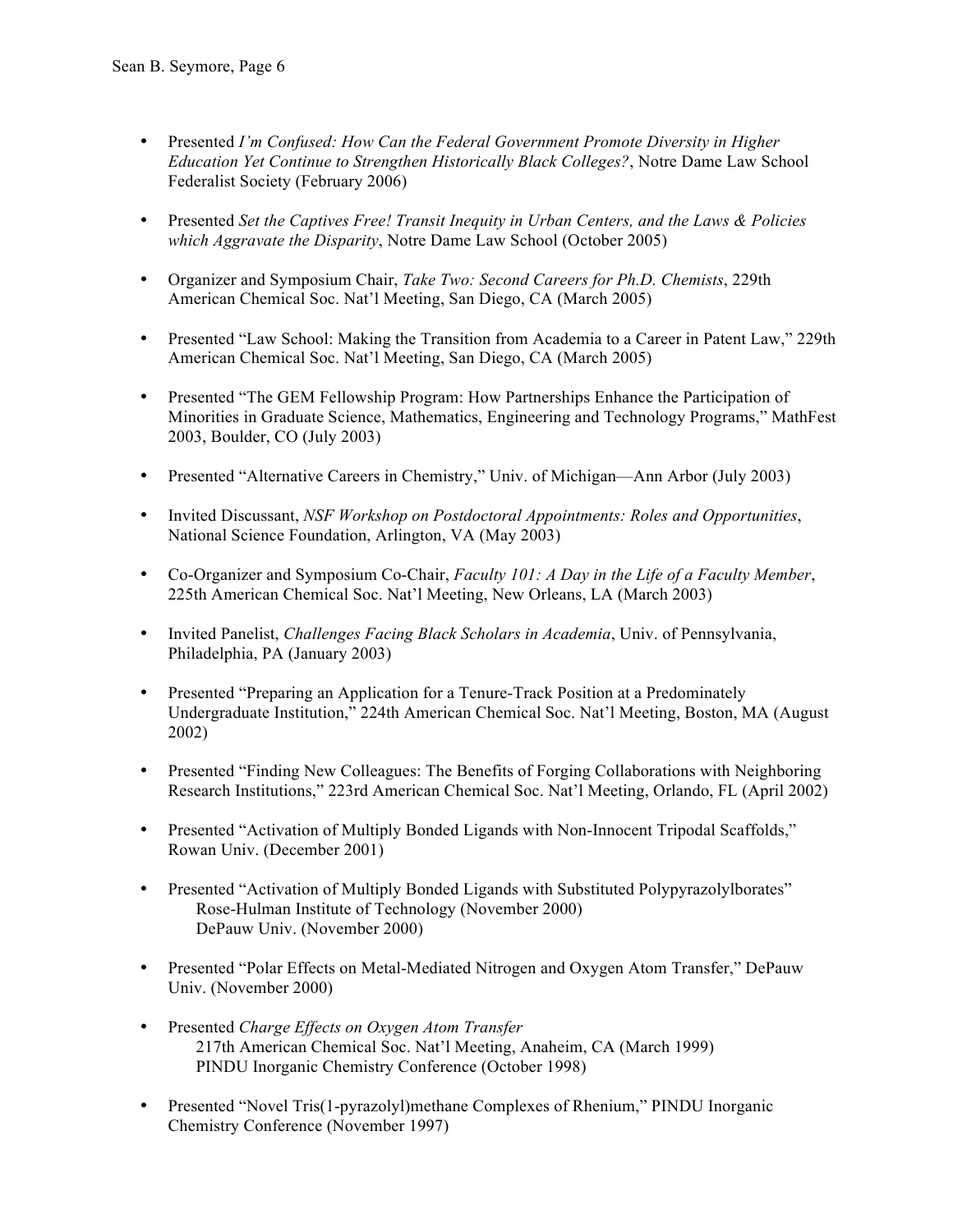- Presented *I'm Confused: How Can the Federal Government Promote Diversity in Higher Education Yet Continue to Strengthen Historically Black Colleges?*, Notre Dame Law School Federalist Society (February 2006)

- Presented *Set the Captives Free! Transit Inequity in Urban Centers, and the Laws & Policies which Aggravate the Disparity*, Notre Dame Law School (October 2005)

- Organizer and Symposium Chair, *Take Two: Second Careers for Ph.D. Chemists*, 229th American Chemical Soc. Nat'l Meeting, San Diego, CA (March 2005)

- Presented "Law School: Making the Transition from Academia to a Career in Patent Law," 229th American Chemical Soc. Nat'l Meeting, San Diego, CA (March 2005)

- Presented "The GEM Fellowship Program: How Partnerships Enhance the Participation of Minorities in Graduate Science, Mathematics, Engineering and Technology Programs," MathFest 2003, Boulder, CO (July 2003)

- Presented "Alternative Careers in Chemistry," Univ. of Michigan—Ann Arbor (July 2003)

- Invited Discussant, *NSF Workshop on Postdoctoral Appointments: Roles and Opportunities*, National Science Foundation, Arlington, VA (May 2003)

- Co-Organizer and Symposium Co-Chair, *Faculty 101: A Day in the Life of a Faculty Member*, 225th American Chemical Soc. Nat'l Meeting, New Orleans, LA (March 2003)

- Invited Panelist, *Challenges Facing Black Scholars in Academia*, Univ. of Pennsylvania, Philadelphia, PA (January 2003)

- Presented "Preparing an Application for a Tenure-Track Position at a Predominately Undergraduate Institution," 224th American Chemical Soc. Nat'l Meeting, Boston, MA (August 2002)

- Presented "Finding New Colleagues: The Benefits of Forging Collaborations with Neighboring Research Institutions," 223rd American Chemical Soc. Nat'l Meeting, Orlando, FL (April 2002)

- Presented "Activation of Multiply Bonded Ligands with Non-Innocent Tripodal Scaffolds," Rowan Univ. (December 2001)

- Presented "Activation of Multiply Bonded Ligands with Substituted Polypyrazolylborates"
  - Rose-Hulman Institute of Technology (November 2000)
  - DePauw Univ. (November 2000)

- Presented "Polar Effects on Metal-Mediated Nitrogen and Oxygen Atom Transfer," DePauw Univ. (November 2000)

- Presented *Charge Effects on Oxygen Atom Transfer*
  - 217th American Chemical Soc. Nat'l Meeting, Anaheim, CA (March 1999)
  - PINDU Inorganic Chemistry Conference (October 1998)

- Presented "Novel Tris(1-pyrazolyl)methane Complexes of Rhenium," PINDU Inorganic Chemistry Conference (November 1997)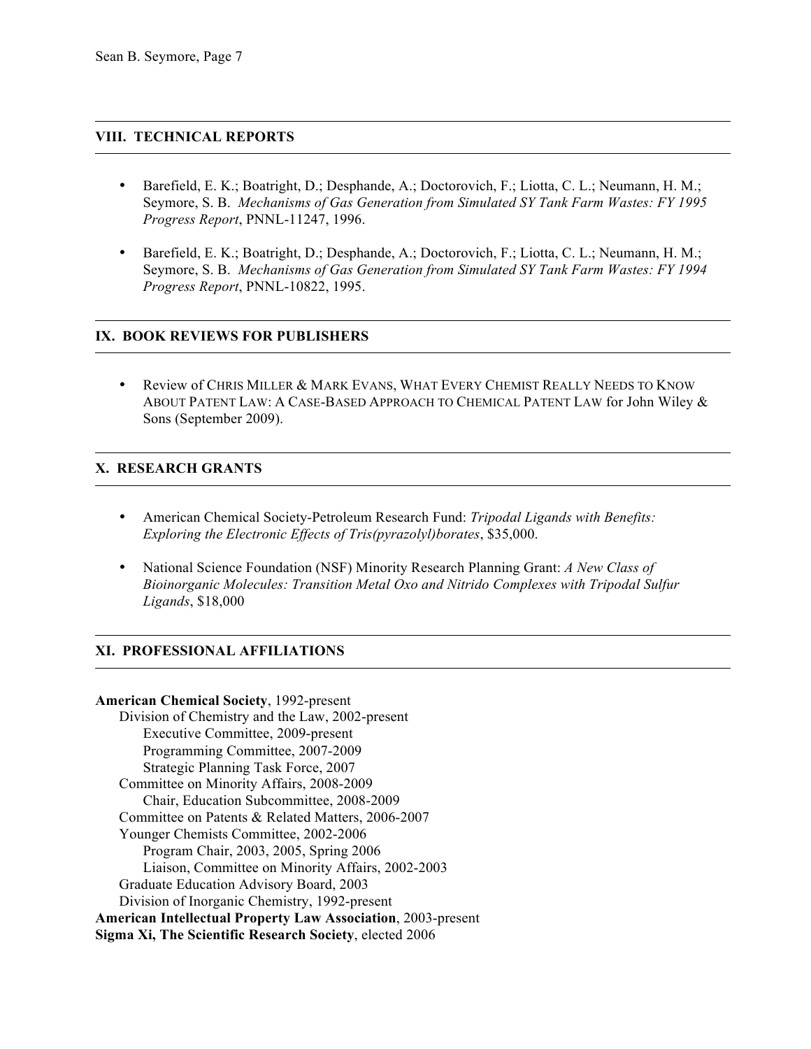## VIII. TECHNICAL REPORTS

- Barefield, E. K.; Boatright, D.; Desphande, A.; Doctorovich, F.; Liotta, C. L.; Neumann, H. M.; Seymore, S. B. *Mechanisms of Gas Generation from Simulated SY Tank Farm Wastes: FY 1995 Progress Report*, PNNL-11247, 1996.

- Barefield, E. K.; Boatright, D.; Desphande, A.; Doctorovich, F.; Liotta, C. L.; Neumann, H. M.; Seymore, S. B. *Mechanisms of Gas Generation from Simulated SY Tank Farm Wastes: FY 1994 Progress Report*, PNNL-10822, 1995.

## IX. BOOK REVIEWS FOR PUBLISHERS

- Review of CHRIS MILLER & MARK EVANS, WHAT EVERY CHEMIST REALLY NEEDS TO KNOW ABOUT PATENT LAW: A CASE-BASED APPROACH TO CHEMICAL PATENT LAW for John Wiley & Sons (September 2009).

## X. RESEARCH GRANTS

- American Chemical Society-Petroleum Research Fund: *Tripodal Ligands with Benefits: Exploring the Electronic Effects of Tris(pyrazolyl)borates*, $35,000.

- National Science Foundation (NSF) Minority Research Planning Grant: *A New Class of Bioinorganic Molecules: Transition Metal Oxo and Nitrido Complexes with Tripodal Sulfur Ligands*, $18,000

## XI. PROFESSIONAL AFFILIATIONS

**American Chemical Society**, 1992-present
- Division of Chemistry and the Law, 2002-present
  - Executive Committee, 2009-present
  - Programming Committee, 2007-2009
  - Strategic Planning Task Force, 2007
- Committee on Minority Affairs, 2008-2009
  - Chair, Education Subcommittee, 2008-2009
- Committee on Patents & Related Matters, 2006-2007
- Younger Chemists Committee, 2002-2006
  - Program Chair, 2003, 2005, Spring 2006
  - Liaison, Committee on Minority Affairs, 2002-2003
- Graduate Education Advisory Board, 2003
- Division of Inorganic Chemistry, 1992-present

**American Intellectual Property Law Association**, 2003-present

**Sigma Xi, The Scientific Research Society**, elected 2006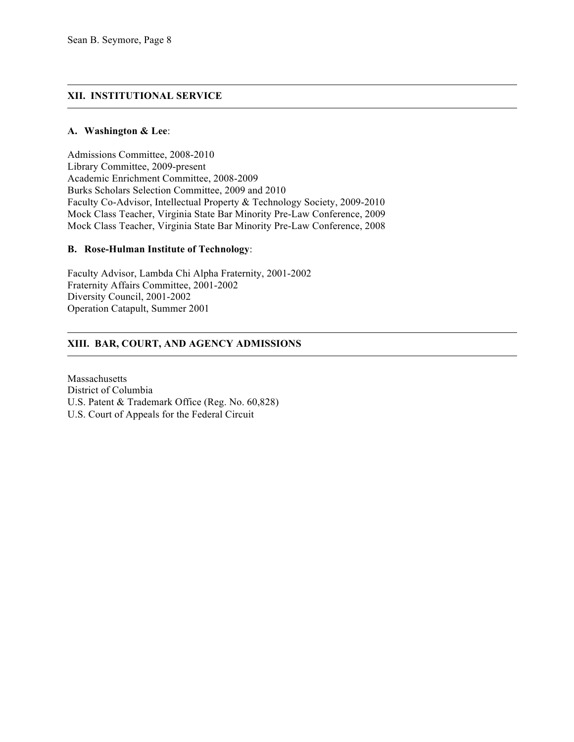## XII. INSTITUTIONAL SERVICE

### A. Washington & Lee:

Admissions Committee, 2008-2010
Library Committee, 2009-present
Academic Enrichment Committee, 2008-2009
Burks Scholars Selection Committee, 2009 and 2010
Faculty Co-Advisor, Intellectual Property & Technology Society, 2009-2010
Mock Class Teacher, Virginia State Bar Minority Pre-Law Conference, 2009
Mock Class Teacher, Virginia State Bar Minority Pre-Law Conference, 2008

### B. Rose-Hulman Institute of Technology:

Faculty Advisor, Lambda Chi Alpha Fraternity, 2001-2002
Fraternity Affairs Committee, 2001-2002
Diversity Council, 2001-2002
Operation Catapult, Summer 2001

## XIII. BAR, COURT, AND AGENCY ADMISSIONS

Massachusetts
District of Columbia
U.S. Patent & Trademark Office (Reg. No. 60,828)
U.S. Court of Appeals for the Federal Circuit